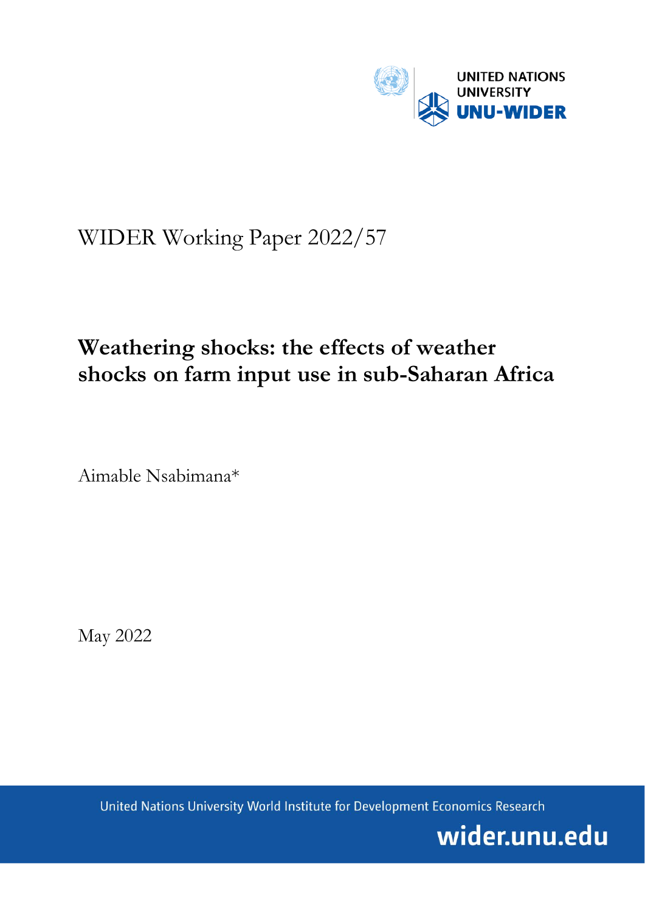UNITED NATIONS UNIVERSITY
UNU-WIDER

WIDER Working Paper 2022/57

# Weathering shocks: the effects of weather shocks on farm input use in sub-Saharan Africa

Aimable Nsabimana*

May 2022

United Nations University World Institute for Development Economics Research

wider.unu.edu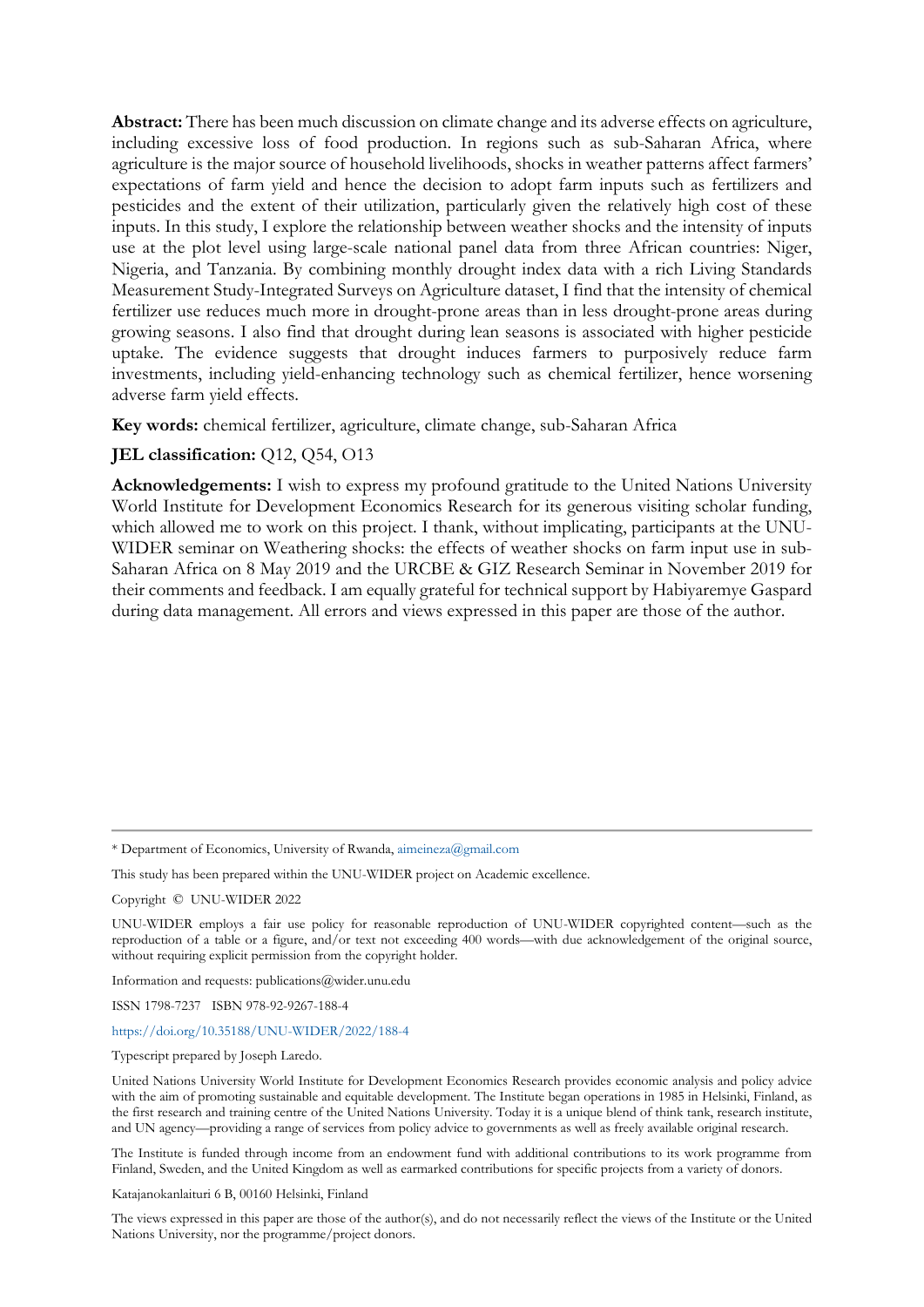**Abstract:** There has been much discussion on climate change and its adverse effects on agriculture, including excessive loss of food production. In regions such as sub-Saharan Africa, where agriculture is the major source of household livelihoods, shocks in weather patterns affect farmers' expectations of farm yield and hence the decision to adopt farm inputs such as fertilizers and pesticides and the extent of their utilization, particularly given the relatively high cost of these inputs. In this study, I explore the relationship between weather shocks and the intensity of inputs use at the plot level using large-scale national panel data from three African countries: Niger, Nigeria, and Tanzania. By combining monthly drought index data with a rich Living Standards Measurement Study-Integrated Surveys on Agriculture dataset, I find that the intensity of chemical fertilizer use reduces much more in drought-prone areas than in less drought-prone areas during growing seasons. I also find that drought during lean seasons is associated with higher pesticide uptake. The evidence suggests that drought induces farmers to purposively reduce farm investments, including yield-enhancing technology such as chemical fertilizer, hence worsening adverse farm yield effects.

**Key words:** chemical fertilizer, agriculture, climate change, sub-Saharan Africa

**JEL classification:** Q12, Q54, O13

**Acknowledgements:** I wish to express my profound gratitude to the United Nations University World Institute for Development Economics Research for its generous visiting scholar funding, which allowed me to work on this project. I thank, without implicating, participants at the UNU-WIDER seminar on Weathering shocks: the effects of weather shocks on farm input use in sub-Saharan Africa on 8 May 2019 and the URCBE & GIZ Research Seminar in November 2019 for their comments and feedback. I am equally grateful for technical support by Habiyaremye Gaspard during data management. All errors and views expressed in this paper are those of the author.

---

* Department of Economics, University of Rwanda, aimeineza@gmail.com

This study has been prepared within the UNU-WIDER project on Academic excellence.

Copyright © UNU-WIDER 2022

UNU-WIDER employs a fair use policy for reasonable reproduction of UNU-WIDER copyrighted content—such as the reproduction of a table or a figure, and/or text not exceeding 400 words—with due acknowledgement of the original source, without requiring explicit permission from the copyright holder.

Information and requests: publications@wider.unu.edu

ISSN 1798-7237 ISBN 978-92-9267-188-4

https://doi.org/10.35188/UNU-WIDER/2022/188-4

Typescript prepared by Joseph Laredo.

United Nations University World Institute for Development Economics Research provides economic analysis and policy advice with the aim of promoting sustainable and equitable development. The Institute began operations in 1985 in Helsinki, Finland, as the first research and training centre of the United Nations University. Today it is a unique blend of think tank, research institute, and UN agency—providing a range of services from policy advice to governments as well as freely available original research.

The Institute is funded through income from an endowment fund with additional contributions to its work programme from Finland, Sweden, and the United Kingdom as well as earmarked contributions for specific projects from a variety of donors.

Katajanokanlaituri 6 B, 00160 Helsinki, Finland

The views expressed in this paper are those of the author(s), and do not necessarily reflect the views of the Institute or the United Nations University, nor the programme/project donors.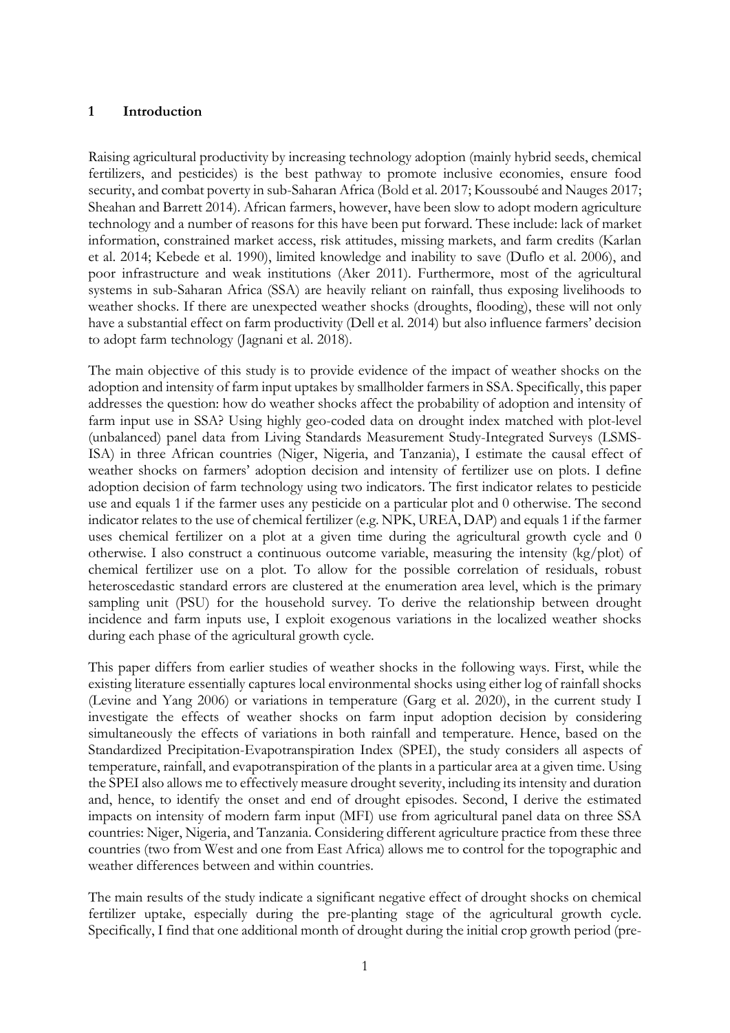## 1 Introduction

Raising agricultural productivity by increasing technology adoption (mainly hybrid seeds, chemical fertilizers, and pesticides) is the best pathway to promote inclusive economies, ensure food security, and combat poverty in sub-Saharan Africa (Bold et al. 2017; Koussoubé and Nauges 2017; Sheahan and Barrett 2014). African farmers, however, have been slow to adopt modern agriculture technology and a number of reasons for this have been put forward. These include: lack of market information, constrained market access, risk attitudes, missing markets, and farm credits (Karlan et al. 2014; Kebede et al. 1990), limited knowledge and inability to save (Duflo et al. 2006), and poor infrastructure and weak institutions (Aker 2011). Furthermore, most of the agricultural systems in sub-Saharan Africa (SSA) are heavily reliant on rainfall, thus exposing livelihoods to weather shocks. If there are unexpected weather shocks (droughts, flooding), these will not only have a substantial effect on farm productivity (Dell et al. 2014) but also influence farmers' decision to adopt farm technology (Jagnani et al. 2018).

The main objective of this study is to provide evidence of the impact of weather shocks on the adoption and intensity of farm input uptakes by smallholder farmers in SSA. Specifically, this paper addresses the question: how do weather shocks affect the probability of adoption and intensity of farm input use in SSA? Using highly geo-coded data on drought index matched with plot-level (unbalanced) panel data from Living Standards Measurement Study-Integrated Surveys (LSMS-ISA) in three African countries (Niger, Nigeria, and Tanzania), I estimate the causal effect of weather shocks on farmers' adoption decision and intensity of fertilizer use on plots. I define adoption decision of farm technology using two indicators. The first indicator relates to pesticide use and equals 1 if the farmer uses any pesticide on a particular plot and 0 otherwise. The second indicator relates to the use of chemical fertilizer (e.g. NPK, UREA, DAP) and equals 1 if the farmer uses chemical fertilizer on a plot at a given time during the agricultural growth cycle and 0 otherwise. I also construct a continuous outcome variable, measuring the intensity (kg/plot) of chemical fertilizer use on a plot. To allow for the possible correlation of residuals, robust heteroscedastic standard errors are clustered at the enumeration area level, which is the primary sampling unit (PSU) for the household survey. To derive the relationship between drought incidence and farm inputs use, I exploit exogenous variations in the localized weather shocks during each phase of the agricultural growth cycle.

This paper differs from earlier studies of weather shocks in the following ways. First, while the existing literature essentially captures local environmental shocks using either log of rainfall shocks (Levine and Yang 2006) or variations in temperature (Garg et al. 2020), in the current study I investigate the effects of weather shocks on farm input adoption decision by considering simultaneously the effects of variations in both rainfall and temperature. Hence, based on the Standardized Precipitation-Evapotranspiration Index (SPEI), the study considers all aspects of temperature, rainfall, and evapotranspiration of the plants in a particular area at a given time. Using the SPEI also allows me to effectively measure drought severity, including its intensity and duration and, hence, to identify the onset and end of drought episodes. Second, I derive the estimated impacts on intensity of modern farm input (MFI) use from agricultural panel data on three SSA countries: Niger, Nigeria, and Tanzania. Considering different agriculture practice from these three countries (two from West and one from East Africa) allows me to control for the topographic and weather differences between and within countries.

The main results of the study indicate a significant negative effect of drought shocks on chemical fertilizer uptake, especially during the pre-planting stage of the agricultural growth cycle. Specifically, I find that one additional month of drought during the initial crop growth period (pre-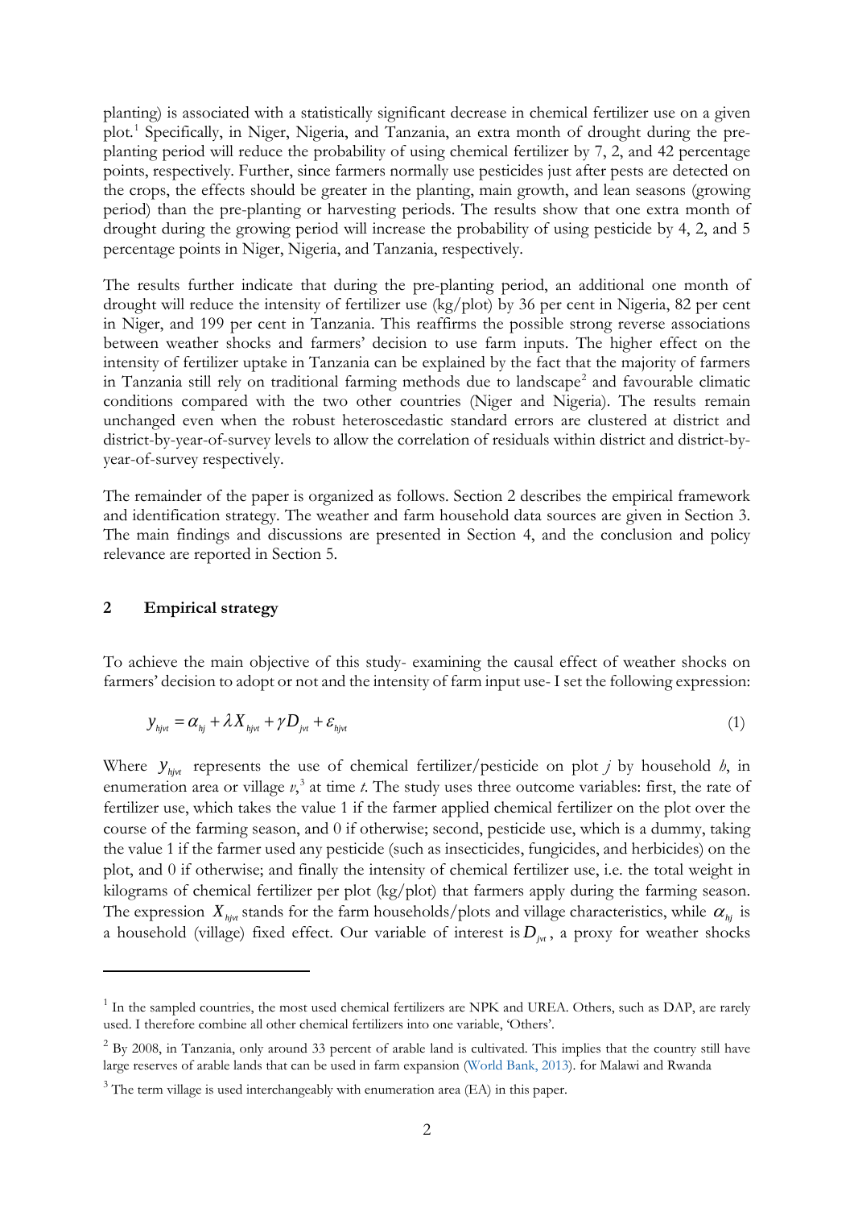planting) is associated with a statistically significant decrease in chemical fertilizer use on a given plot.[1] Specifically, in Niger, Nigeria, and Tanzania, an extra month of drought during the pre-planting period will reduce the probability of using chemical fertilizer by 7, 2, and 42 percentage points, respectively. Further, since farmers normally use pesticides just after pests are detected on the crops, the effects should be greater in the planting, main growth, and lean seasons (growing period) than the pre-planting or harvesting periods. The results show that one extra month of drought during the growing period will increase the probability of using pesticide by 4, 2, and 5 percentage points in Niger, Nigeria, and Tanzania, respectively.

The results further indicate that during the pre-planting period, an additional one month of drought will reduce the intensity of fertilizer use (kg/plot) by 36 per cent in Nigeria, 82 per cent in Niger, and 199 per cent in Tanzania. This reaffirms the possible strong reverse associations between weather shocks and farmers' decision to use farm inputs. The higher effect on the intensity of fertilizer uptake in Tanzania can be explained by the fact that the majority of farmers in Tanzania still rely on traditional farming methods due to landscape[2] and favourable climatic conditions compared with the two other countries (Niger and Nigeria). The results remain unchanged even when the robust heteroscedastic standard errors are clustered at district and district-by-year-of-survey levels to allow the correlation of residuals within district and district-by-year-of-survey respectively.

The remainder of the paper is organized as follows. Section 2 describes the empirical framework and identification strategy. The weather and farm household data sources are given in Section 3. The main findings and discussions are presented in Section 4, and the conclusion and policy relevance are reported in Section 5.

## 2 Empirical strategy

To achieve the main objective of this study- examining the causal effect of weather shocks on farmers' decision to adopt or not and the intensity of farm input use- I set the following expression:

$$y_{hjvt} = \alpha_{hj} + \lambda X_{hjvt} + \gamma D_{jvt} + \varepsilon_{hjvt} \tag{1}$$

Where $y_{hjvt}$ represents the use of chemical fertilizer/pesticide on plot *j* by household *h*, in enumeration area or village *v*,[3] at time *t*. The study uses three outcome variables: first, the rate of fertilizer use, which takes the value 1 if the farmer applied chemical fertilizer on the plot over the course of the farming season, and 0 if otherwise; second, pesticide use, which is a dummy, taking the value 1 if the farmer used any pesticide (such as insecticides, fungicides, and herbicides) on the plot, and 0 if otherwise; and finally the intensity of chemical fertilizer use, i.e. the total weight in kilograms of chemical fertilizer per plot (kg/plot) that farmers apply during the farming season. The expression $X_{hjvt}$ stands for the farm households/plots and village characteristics, while $\alpha_{hj}$ is a household (village) fixed effect. Our variable of interest is $D_{jvt}$, a proxy for weather shocks

---

[1] In the sampled countries, the most used chemical fertilizers are NPK and UREA. Others, such as DAP, are rarely used. I therefore combine all other chemical fertilizers into one variable, 'Others'.

[2] By 2008, in Tanzania, only around 33 percent of arable land is cultivated. This implies that the country still have large reserves of arable lands that can be used in farm expansion (World Bank, 2013). for Malawi and Rwanda

[3] The term village is used interchangeably with enumeration area (EA) in this paper.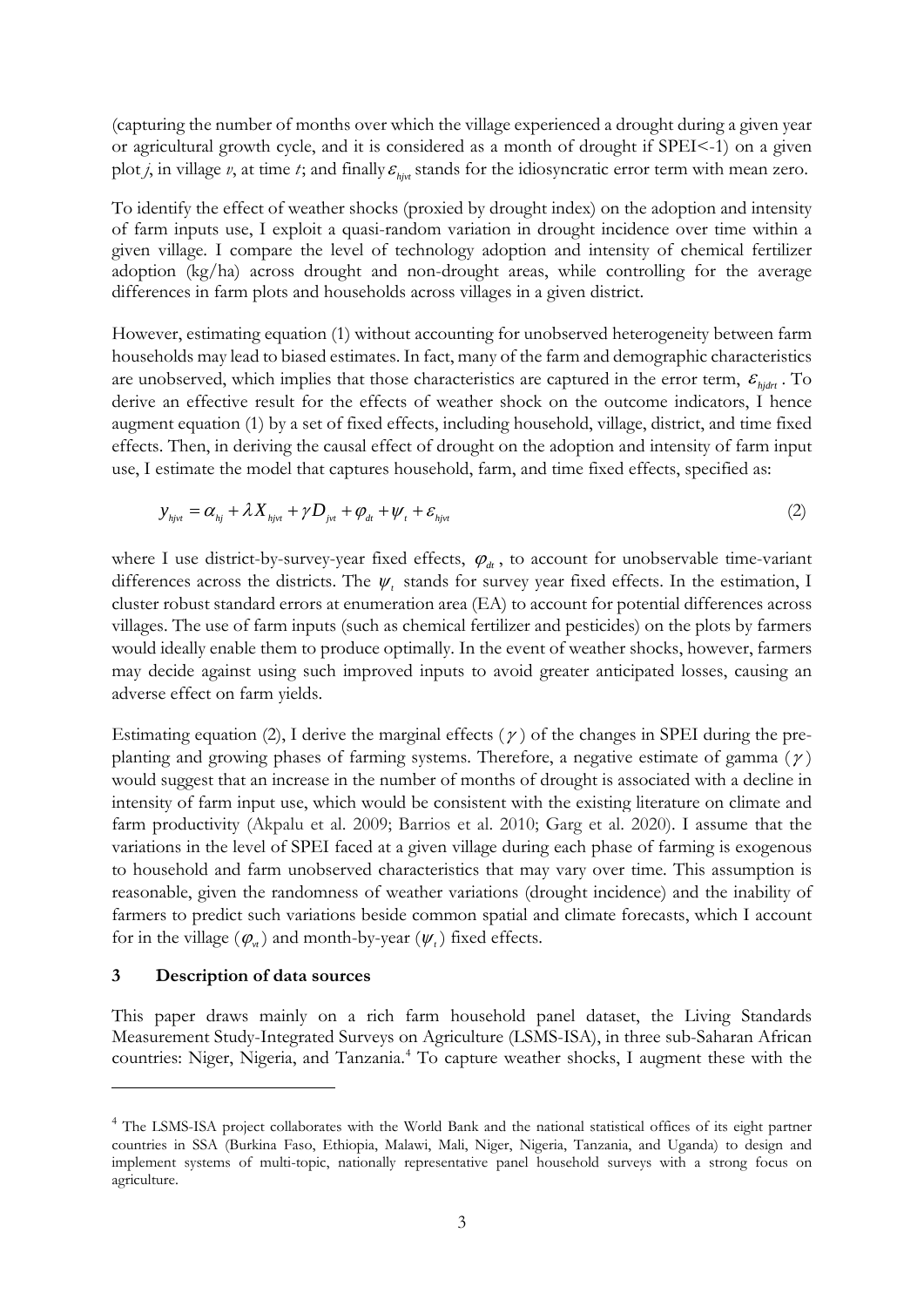(capturing the number of months over which the village experienced a drought during a given year or agricultural growth cycle, and it is considered as a month of drought if SPEI<-1) on a given plot $j$, in village $v$, at time $t$; and finally $\varepsilon_{hjvt}$ stands for the idiosyncratic error term with mean zero.

To identify the effect of weather shocks (proxied by drought index) on the adoption and intensity of farm inputs use, I exploit a quasi-random variation in drought incidence over time within a given village. I compare the level of technology adoption and intensity of chemical fertilizer adoption (kg/ha) across drought and non-drought areas, while controlling for the average differences in farm plots and households across villages in a given district.

However, estimating equation (1) without accounting for unobserved heterogeneity between farm households may lead to biased estimates. In fact, many of the farm and demographic characteristics are unobserved, which implies that those characteristics are captured in the error term, $\varepsilon_{hjdrt}$. To derive an effective result for the effects of weather shock on the outcome indicators, I hence augment equation (1) by a set of fixed effects, including household, village, district, and time fixed effects. Then, in deriving the causal effect of drought on the adoption and intensity of farm input use, I estimate the model that captures household, farm, and time fixed effects, specified as:

$$y_{hjvt} = \alpha_{hj} + \lambda X_{hjvt} + \gamma D_{jvt} + \varphi_{dt} + \psi_t + \varepsilon_{hjvt} \tag{2}$$

where I use district-by-survey-year fixed effects, $\varphi_{dt}$, to account for unobservable time-variant differences across the districts. The $\psi_t$ stands for survey year fixed effects. In the estimation, I cluster robust standard errors at enumeration area (EA) to account for potential differences across villages. The use of farm inputs (such as chemical fertilizer and pesticides) on the plots by farmers would ideally enable them to produce optimally. In the event of weather shocks, however, farmers may decide against using such improved inputs to avoid greater anticipated losses, causing an adverse effect on farm yields.

Estimating equation (2), I derive the marginal effects ($\gamma$) of the changes in SPEI during the pre-planting and growing phases of farming systems. Therefore, a negative estimate of gamma ($\gamma$) would suggest that an increase in the number of months of drought is associated with a decline in intensity of farm input use, which would be consistent with the existing literature on climate and farm productivity (Akpalu et al. 2009; Barrios et al. 2010; Garg et al. 2020). I assume that the variations in the level of SPEI faced at a given village during each phase of farming is exogenous to household and farm unobserved characteristics that may vary over time. This assumption is reasonable, given the randomness of weather variations (drought incidence) and the inability of farmers to predict such variations beside common spatial and climate forecasts, which I account for in the village ($\varphi_{vt}$) and month-by-year ($\psi_t$) fixed effects.

## 3 Description of data sources

This paper draws mainly on a rich farm household panel dataset, the Living Standards Measurement Study-Integrated Surveys on Agriculture (LSMS-ISA), in three sub-Saharan African countries: Niger, Nigeria, and Tanzania.[4] To capture weather shocks, I augment these with the

---

[4] The LSMS-ISA project collaborates with the World Bank and the national statistical offices of its eight partner countries in SSA (Burkina Faso, Ethiopia, Malawi, Mali, Niger, Nigeria, Tanzania, and Uganda) to design and implement systems of multi-topic, nationally representative panel household surveys with a strong focus on agriculture.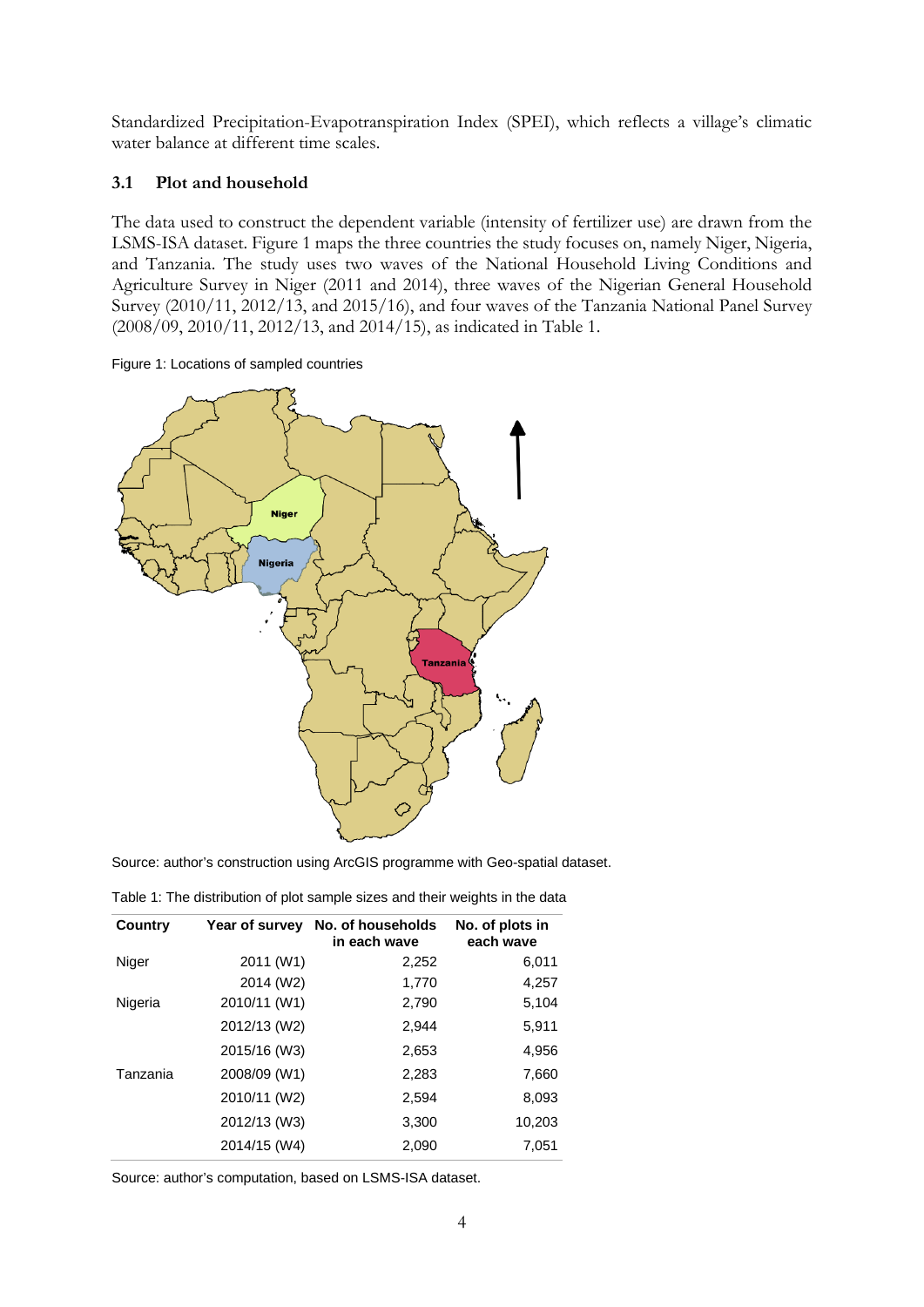Standardized Precipitation-Evapotranspiration Index (SPEI), which reflects a village's climatic water balance at different time scales.

### 3.1 Plot and household

The data used to construct the dependent variable (intensity of fertilizer use) are drawn from the LSMS-ISA dataset. Figure 1 maps the three countries the study focuses on, namely Niger, Nigeria, and Tanzania. The study uses two waves of the National Household Living Conditions and Agriculture Survey in Niger (2011 and 2014), three waves of the Nigerian General Household Survey (2010/11, 2012/13, and 2015/16), and four waves of the Tanzania National Panel Survey (2008/09, 2010/11, 2012/13, and 2014/15), as indicated in Table 1.

Figure 1: Locations of sampled countries

Source: author's construction using ArcGIS programme with Geo-spatial dataset.

Table 1: The distribution of plot sample sizes and their weights in the data

| Country | Year of survey | No. of households in each wave | No. of plots in each wave |
|---|---|---|---|
| Niger | 2011 (W1) | 2,252 | 6,011 |
| | 2014 (W2) | 1,770 | 4,257 |
| Nigeria | 2010/11 (W1) | 2,790 | 5,104 |
| | 2012/13 (W2) | 2,944 | 5,911 |
| | 2015/16 (W3) | 2,653 | 4,956 |
| Tanzania | 2008/09 (W1) | 2,283 | 7,660 |
| | 2010/11 (W2) | 2,594 | 8,093 |
| | 2012/13 (W3) | 3,300 | 10,203 |
| | 2014/15 (W4) | 2,090 | 7,051 |

Source: author's computation, based on LSMS-ISA dataset.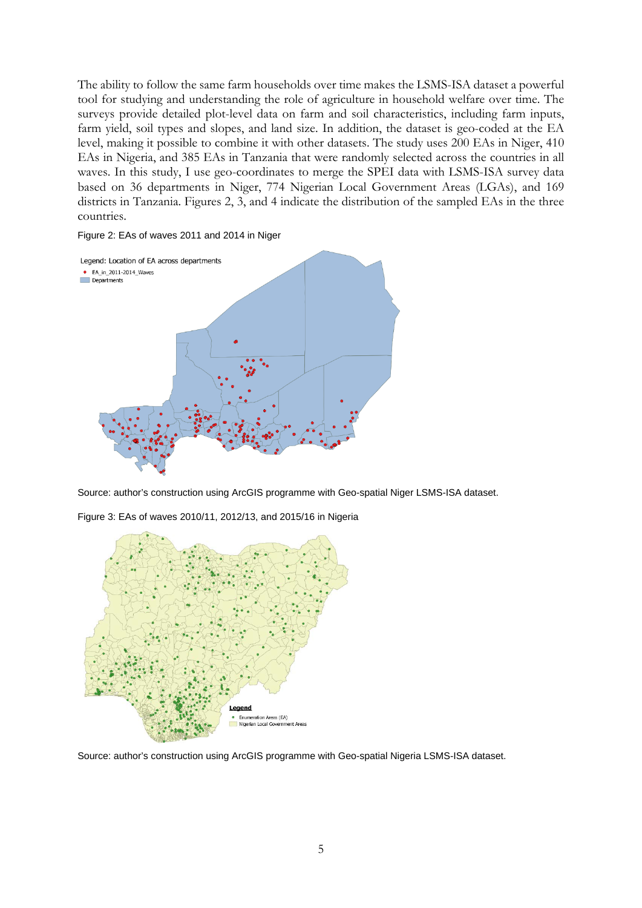The ability to follow the same farm households over time makes the LSMS-ISA dataset a powerful tool for studying and understanding the role of agriculture in household welfare over time. The surveys provide detailed plot-level data on farm and soil characteristics, including farm inputs, farm yield, soil types and slopes, and land size. In addition, the dataset is geo-coded at the EA level, making it possible to combine it with other datasets. The study uses 200 EAs in Niger, 410 EAs in Nigeria, and 385 EAs in Tanzania that were randomly selected across the countries in all waves. In this study, I use geo-coordinates to merge the SPEI data with LSMS-ISA survey data based on 36 departments in Niger, 774 Nigerian Local Government Areas (LGAs), and 169 districts in Tanzania. Figures 2, 3, and 4 indicate the distribution of the sampled EAs in the three countries.

Figure 2: EAs of waves 2011 and 2014 in Niger

Source: author's construction using ArcGIS programme with Geo-spatial Niger LSMS-ISA dataset.

Figure 3: EAs of waves 2010/11, 2012/13, and 2015/16 in Nigeria

Source: author's construction using ArcGIS programme with Geo-spatial Nigeria LSMS-ISA dataset.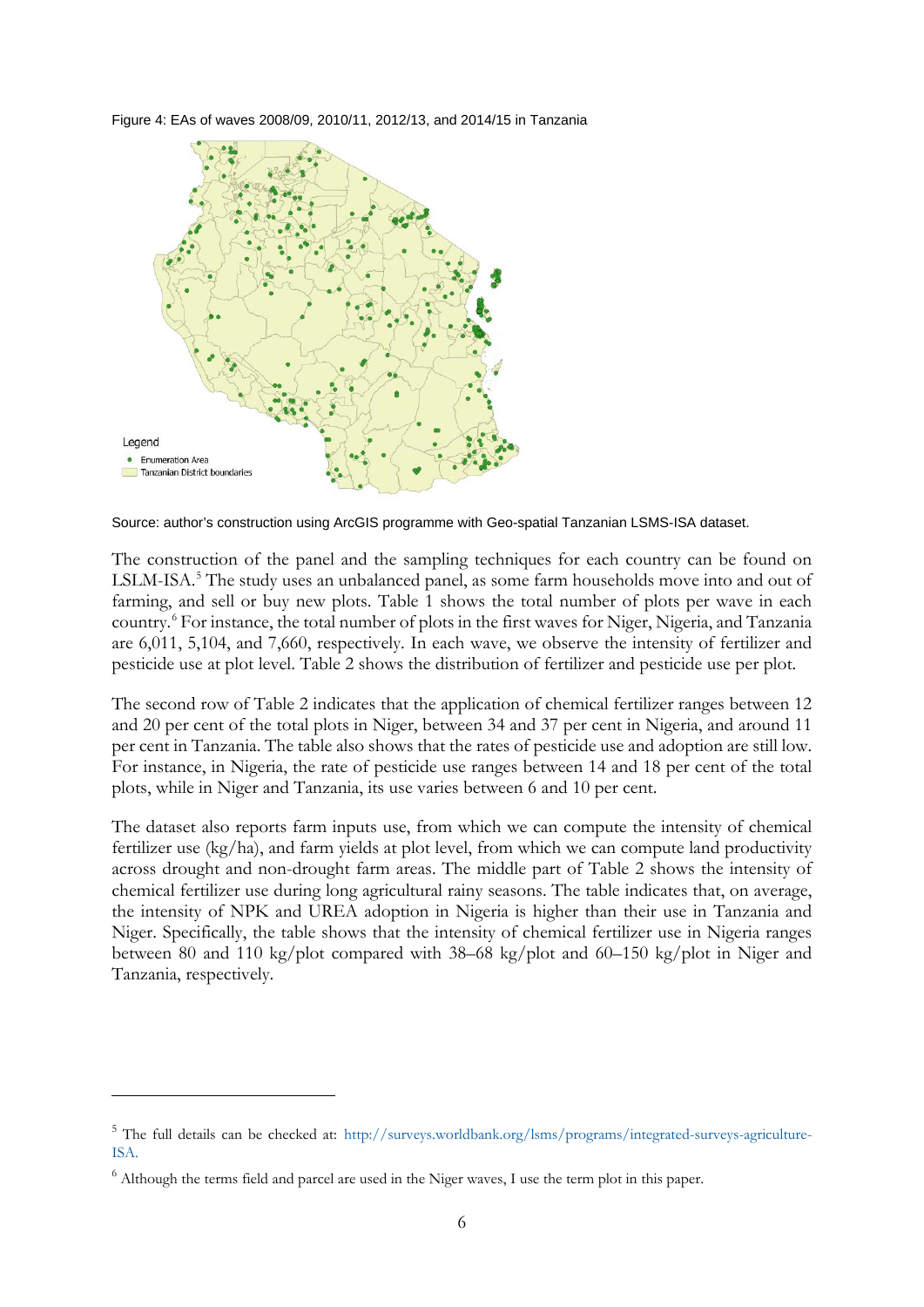Figure 4: EAs of waves 2008/09, 2010/11, 2012/13, and 2014/15 in Tanzania

Source: author's construction using ArcGIS programme with Geo-spatial Tanzanian LSMS-ISA dataset.

The construction of the panel and the sampling techniques for each country can be found on LSLM-ISA.[5] The study uses an unbalanced panel, as some farm households move into and out of farming, and sell or buy new plots. Table 1 shows the total number of plots per wave in each country.[6] For instance, the total number of plots in the first waves for Niger, Nigeria, and Tanzania are 6,011, 5,104, and 7,660, respectively. In each wave, we observe the intensity of fertilizer and pesticide use at plot level. Table 2 shows the distribution of fertilizer and pesticide use per plot.

The second row of Table 2 indicates that the application of chemical fertilizer ranges between 12 and 20 per cent of the total plots in Niger, between 34 and 37 per cent in Nigeria, and around 11 per cent in Tanzania. The table also shows that the rates of pesticide use and adoption are still low. For instance, in Nigeria, the rate of pesticide use ranges between 14 and 18 per cent of the total plots, while in Niger and Tanzania, its use varies between 6 and 10 per cent.

The dataset also reports farm inputs use, from which we can compute the intensity of chemical fertilizer use (kg/ha), and farm yields at plot level, from which we can compute land productivity across drought and non-drought farm areas. The middle part of Table 2 shows the intensity of chemical fertilizer use during long agricultural rainy seasons. The table indicates that, on average, the intensity of NPK and UREA adoption in Nigeria is higher than their use in Tanzania and Niger. Specifically, the table shows that the intensity of chemical fertilizer use in Nigeria ranges between 80 and 110 kg/plot compared with 38–68 kg/plot and 60–150 kg/plot in Niger and Tanzania, respectively.

[5] The full details can be checked at: http://surveys.worldbank.org/lsms/programs/integrated-surveys-agriculture-ISA.

[6] Although the terms field and parcel are used in the Niger waves, I use the term plot in this paper.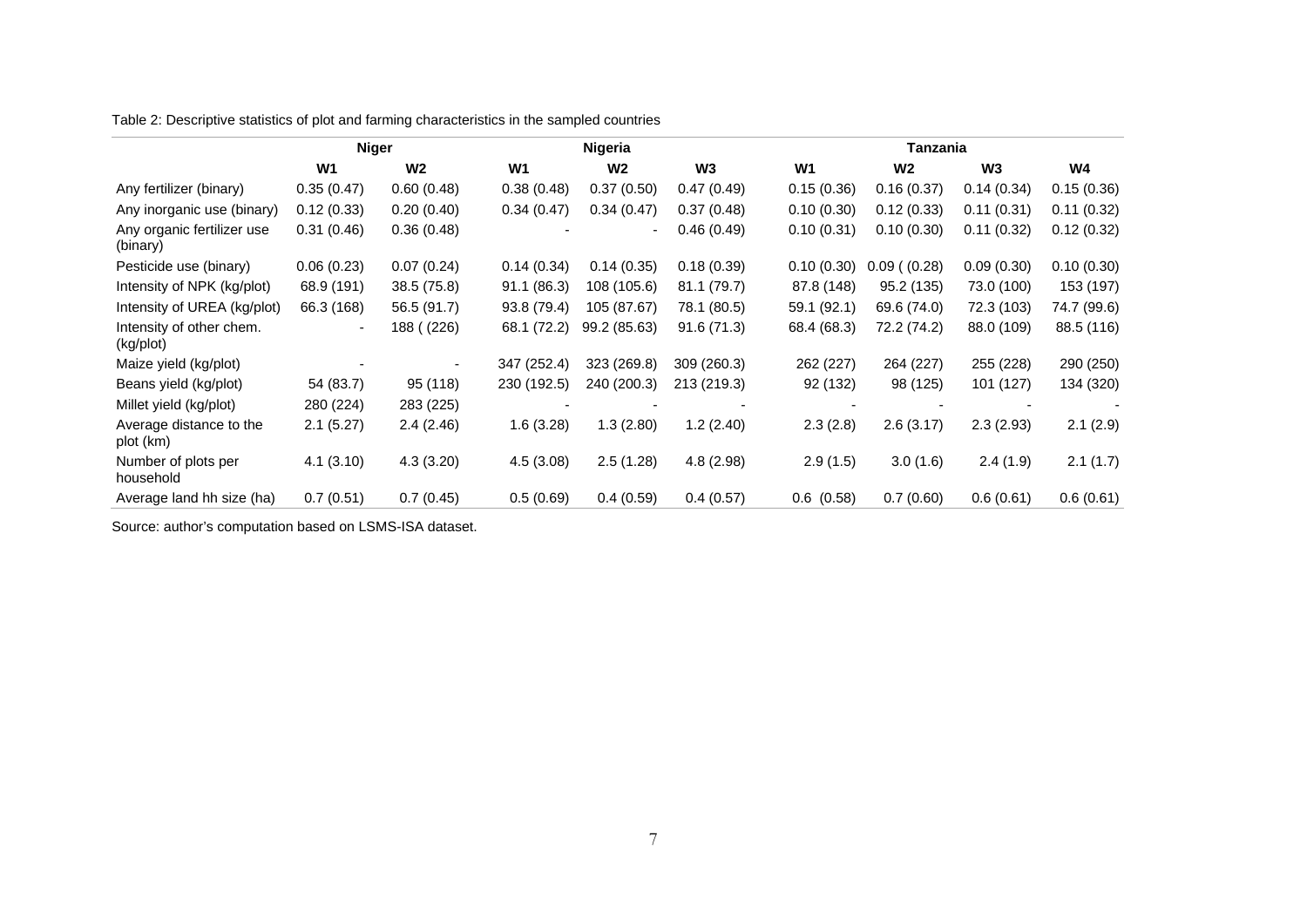Table 2: Descriptive statistics of plot and farming characteristics in the sampled countries

| | Niger | | Nigeria | | | Tanzania | | | |
|---|---|---|---|---|---|---|---|---|---|
| | W1 | W2 | W1 | W2 | W3 | W1 | W2 | W3 | W4 |
| Any fertilizer (binary) | 0.35 (0.47) | 0.60 (0.48) | 0.38 (0.48) | 0.37 (0.50) | 0.47 (0.49) | 0.15 (0.36) | 0.16 (0.37) | 0.14 (0.34) | 0.15 (0.36) |
| Any inorganic use (binary) | 0.12 (0.33) | 0.20 (0.40) | 0.34 (0.47) | 0.34 (0.47) | 0.37 (0.48) | 0.10 (0.30) | 0.12 (0.33) | 0.11 (0.31) | 0.11 (0.32) |
| Any organic fertilizer use (binary) | 0.31 (0.46) | 0.36 (0.48) | - | - | 0.46 (0.49) | 0.10 (0.31) | 0.10 (0.30) | 0.11 (0.32) | 0.12 (0.32) |
| Pesticide use (binary) | 0.06 (0.23) | 0.07 (0.24) | 0.14 (0.34) | 0.14 (0.35) | 0.18 (0.39) | 0.10 (0.30) | 0.09 ( (0.28) | 0.09 (0.30) | 0.10 (0.30) |
| Intensity of NPK (kg/plot) | 68.9 (191) | 38.5 (75.8) | 91.1 (86.3) | 108 (105.6) | 81.1 (79.7) | 87.8 (148) | 95.2 (135) | 73.0 (100) | 153 (197) |
| Intensity of UREA (kg/plot) | 66.3 (168) | 56.5 (91.7) | 93.8 (79.4) | 105 (87.67) | 78.1 (80.5) | 59.1 (92.1) | 69.6 (74.0) | 72.3 (103) | 74.7 (99.6) |
| Intensity of other chem. (kg/plot) | - | 188 ( (226) | 68.1 (72.2) | 99.2 (85.63) | 91.6 (71.3) | 68.4 (68.3) | 72.2 (74.2) | 88.0 (109) | 88.5 (116) |
| Maize yield (kg/plot) | - | - | 347 (252.4) | 323 (269.8) | 309 (260.3) | 262 (227) | 264 (227) | 255 (228) | 290 (250) |
| Beans yield (kg/plot) | 54 (83.7) | 95 (118) | 230 (192.5) | 240 (200.3) | 213 (219.3) | 92 (132) | 98 (125) | 101 (127) | 134 (320) |
| Millet yield (kg/plot) | 280 (224) | 283 (225) | - | - | - | - | - | - | - |
| Average distance to the plot (km) | 2.1 (5.27) | 2.4 (2.46) | 1.6 (3.28) | 1.3 (2.80) | 1.2 (2.40) | 2.3 (2.8) | 2.6 (3.17) | 2.3 (2.93) | 2.1 (2.9) |
| Number of plots per household | 4.1 (3.10) | 4.3 (3.20) | 4.5 (3.08) | 2.5 (1.28) | 4.8 (2.98) | 2.9 (1.5) | 3.0 (1.6) | 2.4 (1.9) | 2.1 (1.7) |
| Average land hh size (ha) | 0.7 (0.51) | 0.7 (0.45) | 0.5 (0.69) | 0.4 (0.59) | 0.4 (0.57) | 0.6 (0.58) | 0.7 (0.60) | 0.6 (0.61) | 0.6 (0.61) |

Source: author's computation based on LSMS-ISA dataset.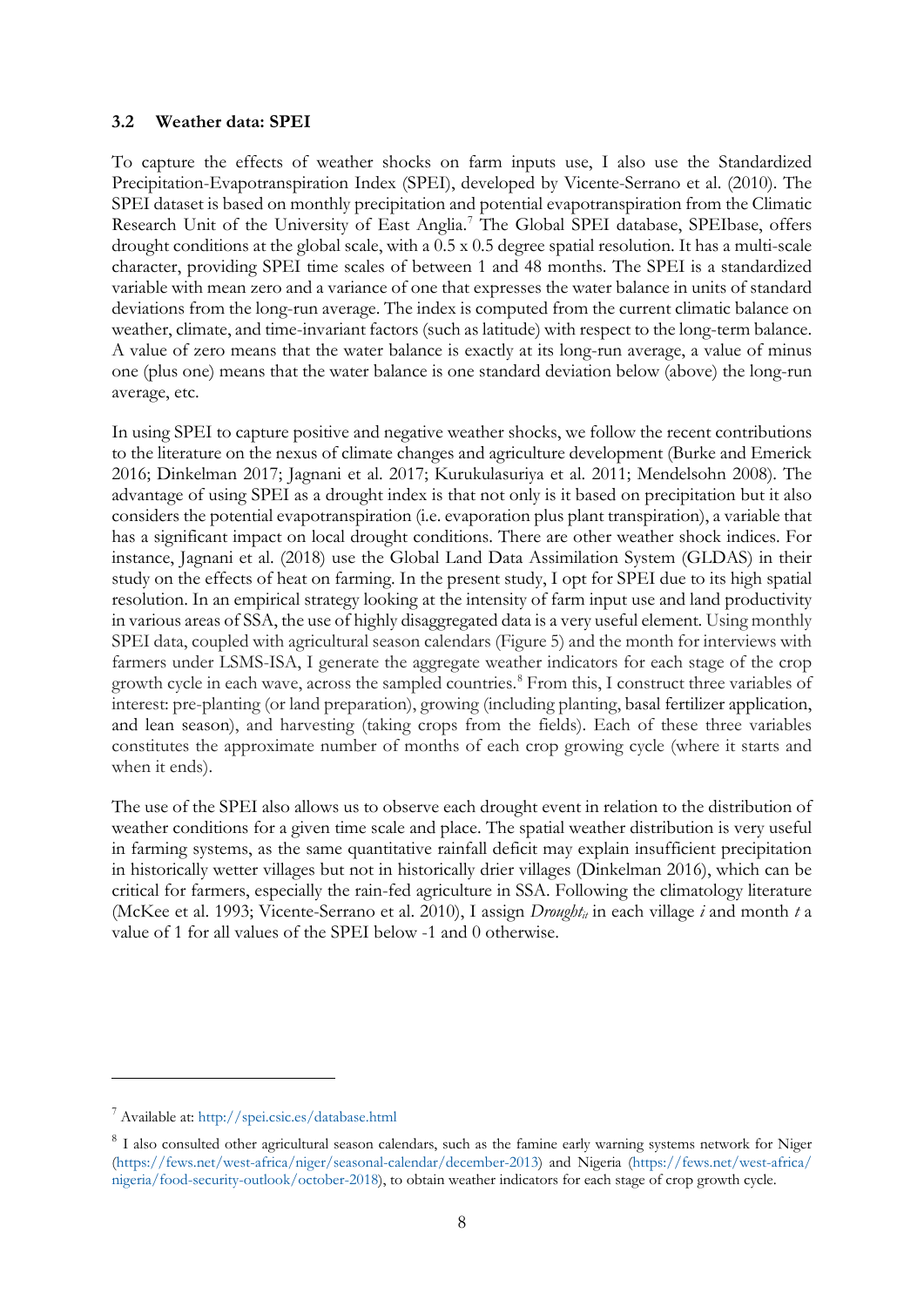### 3.2 Weather data: SPEI

To capture the effects of weather shocks on farm inputs use, I also use the Standardized Precipitation-Evapotranspiration Index (SPEI), developed by Vicente-Serrano et al. (2010). The SPEI dataset is based on monthly precipitation and potential evapotranspiration from the Climatic Research Unit of the University of East Anglia.[7] The Global SPEI database, SPEIbase, offers drought conditions at the global scale, with a 0.5 x 0.5 degree spatial resolution. It has a multi-scale character, providing SPEI time scales of between 1 and 48 months. The SPEI is a standardized variable with mean zero and a variance of one that expresses the water balance in units of standard deviations from the long-run average. The index is computed from the current climatic balance on weather, climate, and time-invariant factors (such as latitude) with respect to the long-term balance. A value of zero means that the water balance is exactly at its long-run average, a value of minus one (plus one) means that the water balance is one standard deviation below (above) the long-run average, etc.

In using SPEI to capture positive and negative weather shocks, we follow the recent contributions to the literature on the nexus of climate changes and agriculture development (Burke and Emerick 2016; Dinkelman 2017; Jagnani et al. 2017; Kurukulasuriya et al. 2011; Mendelsohn 2008). The advantage of using SPEI as a drought index is that not only is it based on precipitation but it also considers the potential evapotranspiration (i.e. evaporation plus plant transpiration), a variable that has a significant impact on local drought conditions. There are other weather shock indices. For instance, Jagnani et al. (2018) use the Global Land Data Assimilation System (GLDAS) in their study on the effects of heat on farming. In the present study, I opt for SPEI due to its high spatial resolution. In an empirical strategy looking at the intensity of farm input use and land productivity in various areas of SSA, the use of highly disaggregated data is a very useful element. Using monthly SPEI data, coupled with agricultural season calendars (Figure 5) and the month for interviews with farmers under LSMS-ISA, I generate the aggregate weather indicators for each stage of the crop growth cycle in each wave, across the sampled countries.[8] From this, I construct three variables of interest: pre-planting (or land preparation), growing (including planting, basal fertilizer application, and lean season), and harvesting (taking crops from the fields). Each of these three variables constitutes the approximate number of months of each crop growing cycle (where it starts and when it ends).

The use of the SPEI also allows us to observe each drought event in relation to the distribution of weather conditions for a given time scale and place. The spatial weather distribution is very useful in farming systems, as the same quantitative rainfall deficit may explain insufficient precipitation in historically wetter villages but not in historically drier villages (Dinkelman 2016), which can be critical for farmers, especially the rain-fed agriculture in SSA. Following the climatology literature (McKee et al. 1993; Vicente-Serrano et al. 2010), I assign $Drought_{it}$ in each village $i$ and month $t$ a value of 1 for all values of the SPEI below -1 and 0 otherwise.

---

[7] Available at: http://spei.csic.es/database.html

[8] I also consulted other agricultural season calendars, such as the famine early warning systems network for Niger (https://fews.net/west-africa/niger/seasonal-calendar/december-2013) and Nigeria (https://fews.net/west-africa/nigeria/food-security-outlook/october-2018), to obtain weather indicators for each stage of crop growth cycle.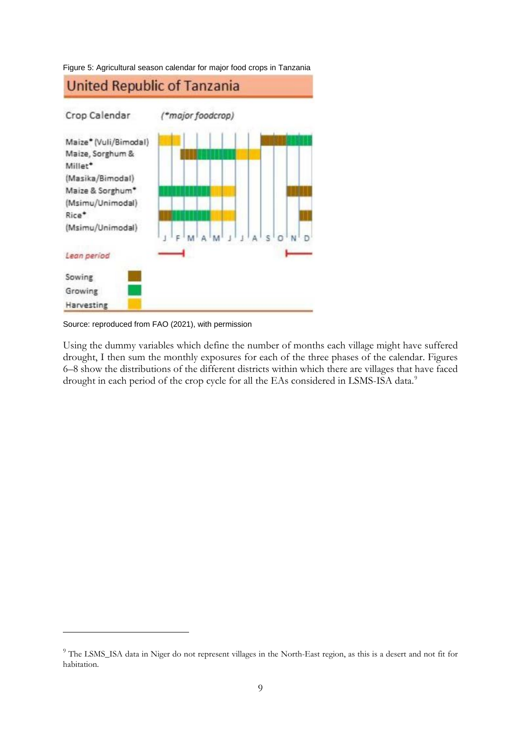Figure 5: Agricultural season calendar for major food crops in Tanzania

Source: reproduced from FAO (2021), with permission

Using the dummy variables which define the number of months each village might have suffered drought, I then sum the monthly exposures for each of the three phases of the calendar. Figures 6–8 show the distributions of the different districts within which there are villages that have faced drought in each period of the crop cycle for all the EAs considered in LSMS-ISA data.[9]

---

[9] The LSMS_ISA data in Niger do not represent villages in the North-East region, as this is a desert and not fit for habitation.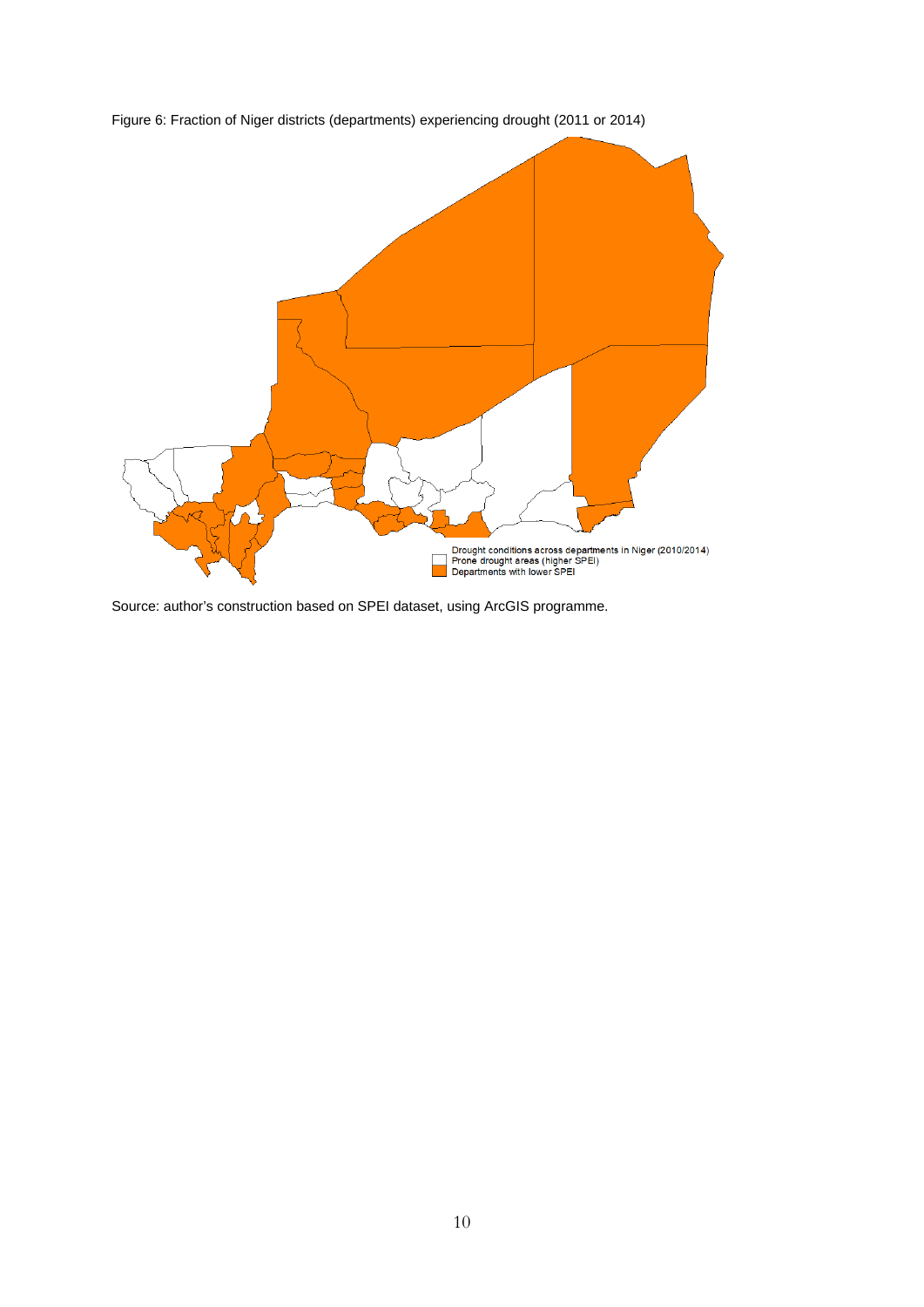Figure 6: Fraction of Niger districts (departments) experiencing drought (2011 or 2014)

Source: author's construction based on SPEI dataset, using ArcGIS programme.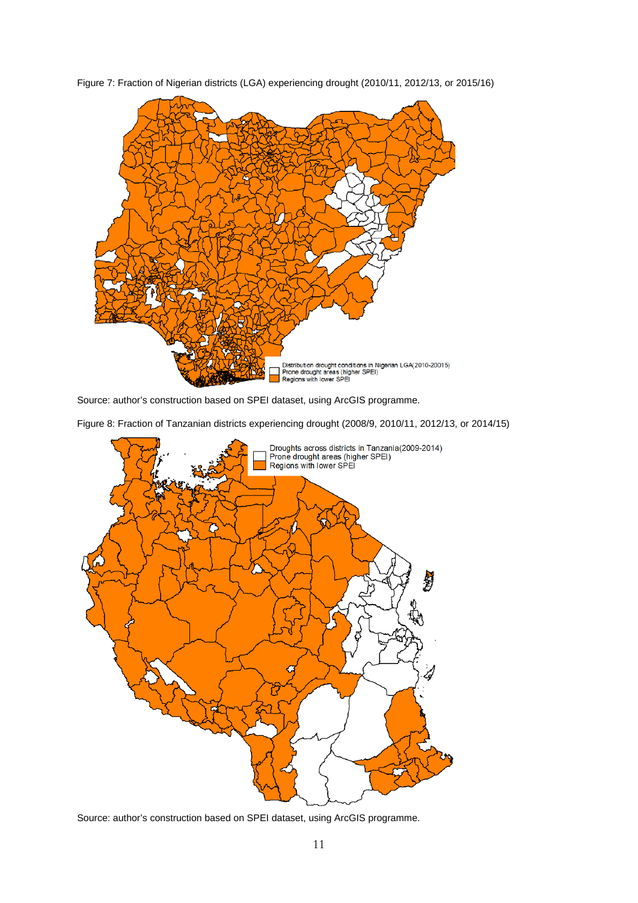Figure 7: Fraction of Nigerian districts (LGA) experiencing drought (2010/11, 2012/13, or 2015/16)

Source: author's construction based on SPEI dataset, using ArcGIS programme.

Figure 8: Fraction of Tanzanian districts experiencing drought (2008/9, 2010/11, 2012/13, or 2014/15)

Source: author's construction based on SPEI dataset, using ArcGIS programme.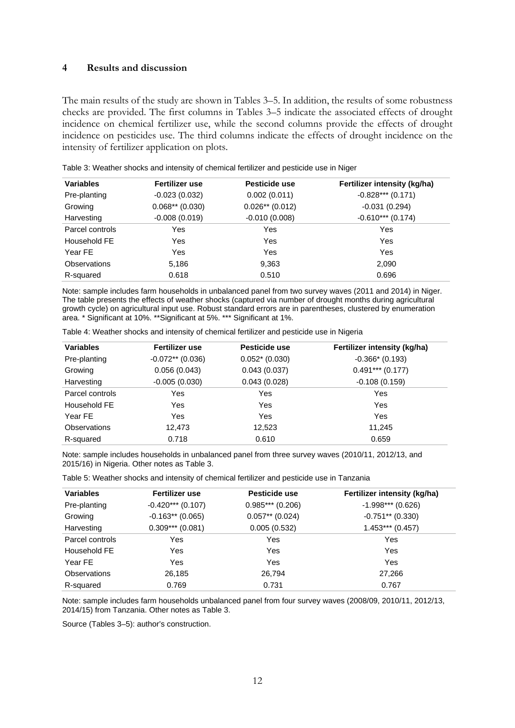## 4 Results and discussion

The main results of the study are shown in Tables 3–5. In addition, the results of some robustness checks are provided. The first columns in Tables 3–5 indicate the associated effects of drought incidence on chemical fertilizer use, while the second columns provide the effects of drought incidence on pesticides use. The third columns indicate the effects of drought incidence on the intensity of fertilizer application on plots.

Table 3: Weather shocks and intensity of chemical fertilizer and pesticide use in Niger

| Variables | Fertilizer use | Pesticide use | Fertilizer intensity (kg/ha) |
|---|---|---|---|
| Pre-planting | -0.023 (0.032) | 0.002 (0.011) | -0.828*** (0.171) |
| Growing | 0.068** (0.030) | 0.026** (0.012) | -0.031 (0.294) |
| Harvesting | -0.008 (0.019) | -0.010 (0.008) | -0.610*** (0.174) |
| Parcel controls | Yes | Yes | Yes |
| Household FE | Yes | Yes | Yes |
| Year FE | Yes | Yes | Yes |
| Observations | 5,186 | 9,363 | 2,090 |
| R-squared | 0.618 | 0.510 | 0.696 |

Note: sample includes farm households in unbalanced panel from two survey waves (2011 and 2014) in Niger. The table presents the effects of weather shocks (captured via number of drought months during agricultural growth cycle) on agricultural input use. Robust standard errors are in parentheses, clustered by enumeration area. * Significant at 10%. **Significant at 5%. *** Significant at 1%.

Table 4: Weather shocks and intensity of chemical fertilizer and pesticide use in Nigeria

| Variables | Fertilizer use | Pesticide use | Fertilizer intensity (kg/ha) |
|---|---|---|---|
| Pre-planting | -0.072** (0.036) | 0.052* (0.030) | -0.366* (0.193) |
| Growing | 0.056 (0.043) | 0.043 (0.037) | 0.491*** (0.177) |
| Harvesting | -0.005 (0.030) | 0.043 (0.028) | -0.108 (0.159) |
| Parcel controls | Yes | Yes | Yes |
| Household FE | Yes | Yes | Yes |
| Year FE | Yes | Yes | Yes |
| Observations | 12,473 | 12,523 | 11,245 |
| R-squared | 0.718 | 0.610 | 0.659 |

Note: sample includes households in unbalanced panel from three survey waves (2010/11, 2012/13, and 2015/16) in Nigeria. Other notes as Table 3.

Table 5: Weather shocks and intensity of chemical fertilizer and pesticide use in Tanzania

| Variables | Fertilizer use | Pesticide use | Fertilizer intensity (kg/ha) |
|---|---|---|---|
| Pre-planting | -0.420*** (0.107) | 0.985*** (0.206) | -1.998*** (0.626) |
| Growing | -0.163** (0.065) | 0.057** (0.024) | -0.751** (0.330) |
| Harvesting | 0.309*** (0.081) | 0.005 (0.532) | 1.453*** (0.457) |
| Parcel controls | Yes | Yes | Yes |
| Household FE | Yes | Yes | Yes |
| Year FE | Yes | Yes | Yes |
| Observations | 26,185 | 26,794 | 27,266 |
| R-squared | 0.769 | 0.731 | 0.767 |

Note: sample includes farm households unbalanced panel from four survey waves (2008/09, 2010/11, 2012/13, 2014/15) from Tanzania. Other notes as Table 3.

Source (Tables 3–5): author's construction.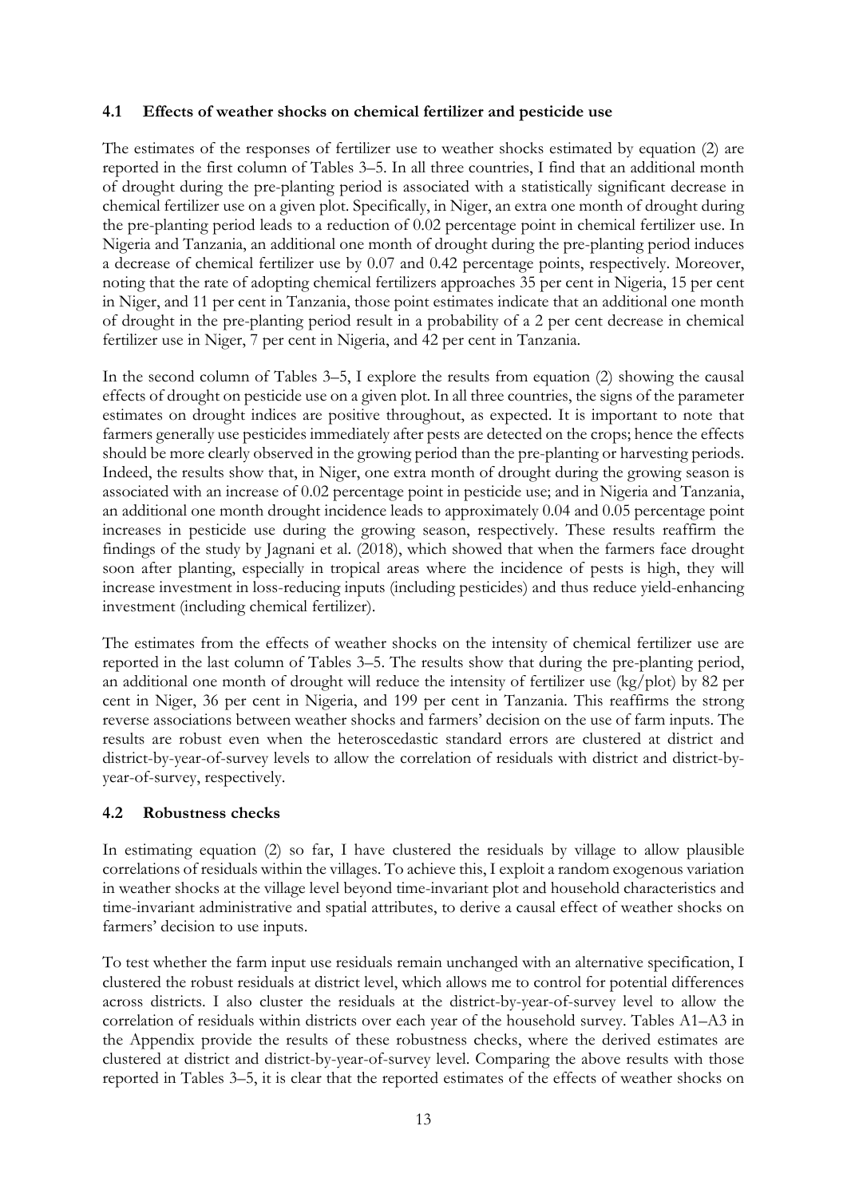### 4.1 Effects of weather shocks on chemical fertilizer and pesticide use

The estimates of the responses of fertilizer use to weather shocks estimated by equation (2) are reported in the first column of Tables 3–5. In all three countries, I find that an additional month of drought during the pre-planting period is associated with a statistically significant decrease in chemical fertilizer use on a given plot. Specifically, in Niger, an extra one month of drought during the pre-planting period leads to a reduction of 0.02 percentage point in chemical fertilizer use. In Nigeria and Tanzania, an additional one month of drought during the pre-planting period induces a decrease of chemical fertilizer use by 0.07 and 0.42 percentage points, respectively. Moreover, noting that the rate of adopting chemical fertilizers approaches 35 per cent in Nigeria, 15 per cent in Niger, and 11 per cent in Tanzania, those point estimates indicate that an additional one month of drought in the pre-planting period result in a probability of a 2 per cent decrease in chemical fertilizer use in Niger, 7 per cent in Nigeria, and 42 per cent in Tanzania.

In the second column of Tables 3–5, I explore the results from equation (2) showing the causal effects of drought on pesticide use on a given plot. In all three countries, the signs of the parameter estimates on drought indices are positive throughout, as expected. It is important to note that farmers generally use pesticides immediately after pests are detected on the crops; hence the effects should be more clearly observed in the growing period than the pre-planting or harvesting periods. Indeed, the results show that, in Niger, one extra month of drought during the growing season is associated with an increase of 0.02 percentage point in pesticide use; and in Nigeria and Tanzania, an additional one month drought incidence leads to approximately 0.04 and 0.05 percentage point increases in pesticide use during the growing season, respectively. These results reaffirm the findings of the study by Jagnani et al. (2018), which showed that when the farmers face drought soon after planting, especially in tropical areas where the incidence of pests is high, they will increase investment in loss-reducing inputs (including pesticides) and thus reduce yield-enhancing investment (including chemical fertilizer).

The estimates from the effects of weather shocks on the intensity of chemical fertilizer use are reported in the last column of Tables 3–5. The results show that during the pre-planting period, an additional one month of drought will reduce the intensity of fertilizer use (kg/plot) by 82 per cent in Niger, 36 per cent in Nigeria, and 199 per cent in Tanzania. This reaffirms the strong reverse associations between weather shocks and farmers' decision on the use of farm inputs. The results are robust even when the heteroscedastic standard errors are clustered at district and district-by-year-of-survey levels to allow the correlation of residuals with district and district-by-year-of-survey, respectively.

### 4.2 Robustness checks

In estimating equation (2) so far, I have clustered the residuals by village to allow plausible correlations of residuals within the villages. To achieve this, I exploit a random exogenous variation in weather shocks at the village level beyond time-invariant plot and household characteristics and time-invariant administrative and spatial attributes, to derive a causal effect of weather shocks on farmers' decision to use inputs.

To test whether the farm input use residuals remain unchanged with an alternative specification, I clustered the robust residuals at district level, which allows me to control for potential differences across districts. I also cluster the residuals at the district-by-year-of-survey level to allow the correlation of residuals within districts over each year of the household survey. Tables A1–A3 in the Appendix provide the results of these robustness checks, where the derived estimates are clustered at district and district-by-year-of-survey level. Comparing the above results with those reported in Tables 3–5, it is clear that the reported estimates of the effects of weather shocks on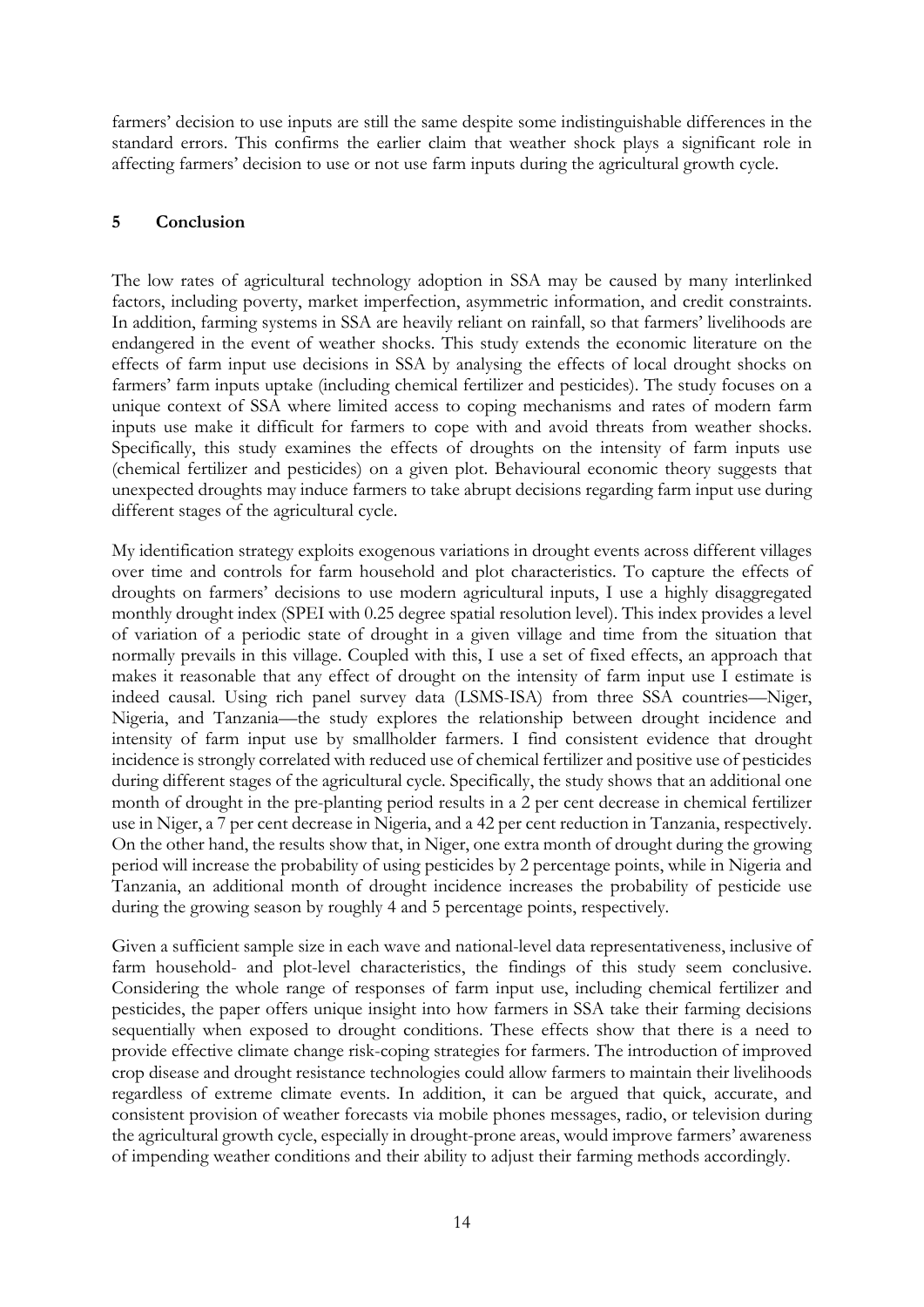farmers' decision to use inputs are still the same despite some indistinguishable differences in the standard errors. This confirms the earlier claim that weather shock plays a significant role in affecting farmers' decision to use or not use farm inputs during the agricultural growth cycle.

## 5 Conclusion

The low rates of agricultural technology adoption in SSA may be caused by many interlinked factors, including poverty, market imperfection, asymmetric information, and credit constraints. In addition, farming systems in SSA are heavily reliant on rainfall, so that farmers' livelihoods are endangered in the event of weather shocks. This study extends the economic literature on the effects of farm input use decisions in SSA by analysing the effects of local drought shocks on farmers' farm inputs uptake (including chemical fertilizer and pesticides). The study focuses on a unique context of SSA where limited access to coping mechanisms and rates of modern farm inputs use make it difficult for farmers to cope with and avoid threats from weather shocks. Specifically, this study examines the effects of droughts on the intensity of farm inputs use (chemical fertilizer and pesticides) on a given plot. Behavioural economic theory suggests that unexpected droughts may induce farmers to take abrupt decisions regarding farm input use during different stages of the agricultural cycle.

My identification strategy exploits exogenous variations in drought events across different villages over time and controls for farm household and plot characteristics. To capture the effects of droughts on farmers' decisions to use modern agricultural inputs, I use a highly disaggregated monthly drought index (SPEI with 0.25 degree spatial resolution level). This index provides a level of variation of a periodic state of drought in a given village and time from the situation that normally prevails in this village. Coupled with this, I use a set of fixed effects, an approach that makes it reasonable that any effect of drought on the intensity of farm input use I estimate is indeed causal. Using rich panel survey data (LSMS-ISA) from three SSA countries—Niger, Nigeria, and Tanzania—the study explores the relationship between drought incidence and intensity of farm input use by smallholder farmers. I find consistent evidence that drought incidence is strongly correlated with reduced use of chemical fertilizer and positive use of pesticides during different stages of the agricultural cycle. Specifically, the study shows that an additional one month of drought in the pre-planting period results in a 2 per cent decrease in chemical fertilizer use in Niger, a 7 per cent decrease in Nigeria, and a 42 per cent reduction in Tanzania, respectively. On the other hand, the results show that, in Niger, one extra month of drought during the growing period will increase the probability of using pesticides by 2 percentage points, while in Nigeria and Tanzania, an additional month of drought incidence increases the probability of pesticide use during the growing season by roughly 4 and 5 percentage points, respectively.

Given a sufficient sample size in each wave and national-level data representativeness, inclusive of farm household- and plot-level characteristics, the findings of this study seem conclusive. Considering the whole range of responses of farm input use, including chemical fertilizer and pesticides, the paper offers unique insight into how farmers in SSA take their farming decisions sequentially when exposed to drought conditions. These effects show that there is a need to provide effective climate change risk-coping strategies for farmers. The introduction of improved crop disease and drought resistance technologies could allow farmers to maintain their livelihoods regardless of extreme climate events. In addition, it can be argued that quick, accurate, and consistent provision of weather forecasts via mobile phones messages, radio, or television during the agricultural growth cycle, especially in drought-prone areas, would improve farmers' awareness of impending weather conditions and their ability to adjust their farming methods accordingly.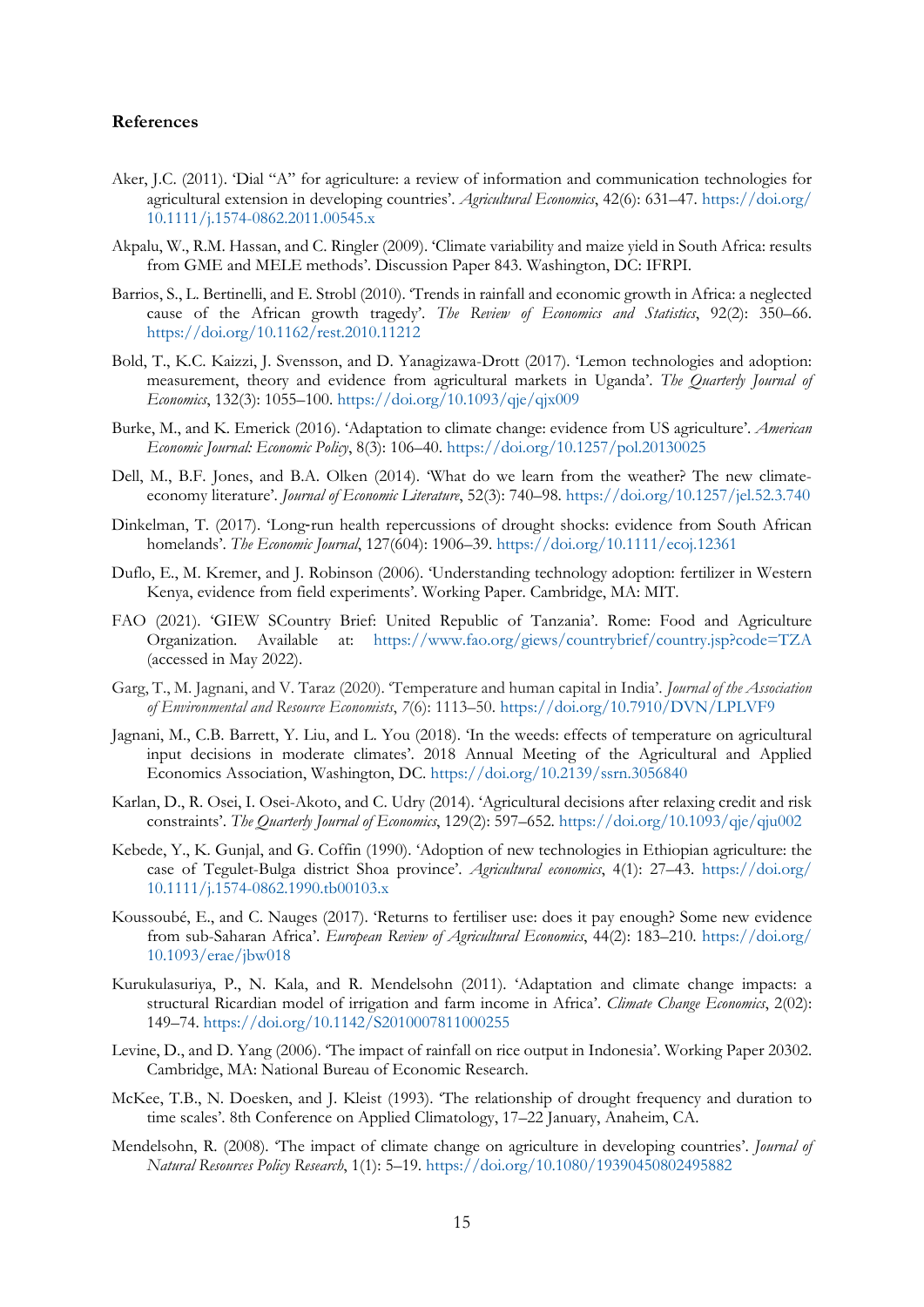**References**

Aker, J.C. (2011). 'Dial "A" for agriculture: a review of information and communication technologies for agricultural extension in developing countries'. *Agricultural Economics*, 42(6): 631–47. https://doi.org/10.1111/j.1574-0862.2011.00545.x

Akpalu, W., R.M. Hassan, and C. Ringler (2009). 'Climate variability and maize yield in South Africa: results from GME and MELE methods'. Discussion Paper 843. Washington, DC: IFRPI.

Barrios, S., L. Bertinelli, and E. Strobl (2010). 'Trends in rainfall and economic growth in Africa: a neglected cause of the African growth tragedy'. *The Review of Economics and Statistics*, 92(2): 350–66. https://doi.org/10.1162/rest.2010.11212

Bold, T., K.C. Kaizzi, J. Svensson, and D. Yanagizawa-Drott (2017). 'Lemon technologies and adoption: measurement, theory and evidence from agricultural markets in Uganda'. *The Quarterly Journal of Economics*, 132(3): 1055–100. https://doi.org/10.1093/qje/qjx009

Burke, M., and K. Emerick (2016). 'Adaptation to climate change: evidence from US agriculture'. *American Economic Journal: Economic Policy*, 8(3): 106–40. https://doi.org/10.1257/pol.20130025

Dell, M., B.F. Jones, and B.A. Olken (2014). 'What do we learn from the weather? The new climate-economy literature'. *Journal of Economic Literature*, 52(3): 740–98. https://doi.org/10.1257/jel.52.3.740

Dinkelman, T. (2017). 'Long-run health repercussions of drought shocks: evidence from South African homelands'. *The Economic Journal*, 127(604): 1906–39. https://doi.org/10.1111/ecoj.12361

Duflo, E., M. Kremer, and J. Robinson (2006). 'Understanding technology adoption: fertilizer in Western Kenya, evidence from field experiments'. Working Paper. Cambridge, MA: MIT.

FAO (2021). 'GIEW SCountry Brief: United Republic of Tanzania'. Rome: Food and Agriculture Organization. Available at: https://www.fao.org/giews/countrybrief/country.jsp?code=TZA (accessed in May 2022).

Garg, T., M. Jagnani, and V. Taraz (2020). 'Temperature and human capital in India'. *Journal of the Association of Environmental and Resource Economists*, *7*(6): 1113–50. https://doi.org/10.7910/DVN/LPLVF9

Jagnani, M., C.B. Barrett, Y. Liu, and L. You (2018). 'In the weeds: effects of temperature on agricultural input decisions in moderate climates'. 2018 Annual Meeting of the Agricultural and Applied Economics Association, Washington, DC. https://doi.org/10.2139/ssrn.3056840

Karlan, D., R. Osei, I. Osei-Akoto, and C. Udry (2014). 'Agricultural decisions after relaxing credit and risk constraints'. *The Quarterly Journal of Economics*, 129(2): 597–652. https://doi.org/10.1093/qje/qju002

Kebede, Y., K. Gunjal, and G. Coffin (1990). 'Adoption of new technologies in Ethiopian agriculture: the case of Tegulet-Bulga district Shoa province'. *Agricultural economics*, 4(1): 27–43. https://doi.org/10.1111/j.1574-0862.1990.tb00103.x

Koussoubé, E., and C. Nauges (2017). 'Returns to fertiliser use: does it pay enough? Some new evidence from sub-Saharan Africa'. *European Review of Agricultural Economics*, 44(2): 183–210. https://doi.org/10.1093/erae/jbw018

Kurukulasuriya, P., N. Kala, and R. Mendelsohn (2011). 'Adaptation and climate change impacts: a structural Ricardian model of irrigation and farm income in Africa'. *Climate Change Economics*, 2(02): 149–74. https://doi.org/10.1142/S2010007811000255

Levine, D., and D. Yang (2006). 'The impact of rainfall on rice output in Indonesia'. Working Paper 20302. Cambridge, MA: National Bureau of Economic Research.

McKee, T.B., N. Doesken, and J. Kleist (1993). 'The relationship of drought frequency and duration to time scales'. 8th Conference on Applied Climatology, 17–22 January, Anaheim, CA.

Mendelsohn, R. (2008). 'The impact of climate change on agriculture in developing countries'. *Journal of Natural Resources Policy Research*, 1(1): 5–19. https://doi.org/10.1080/19390450802495882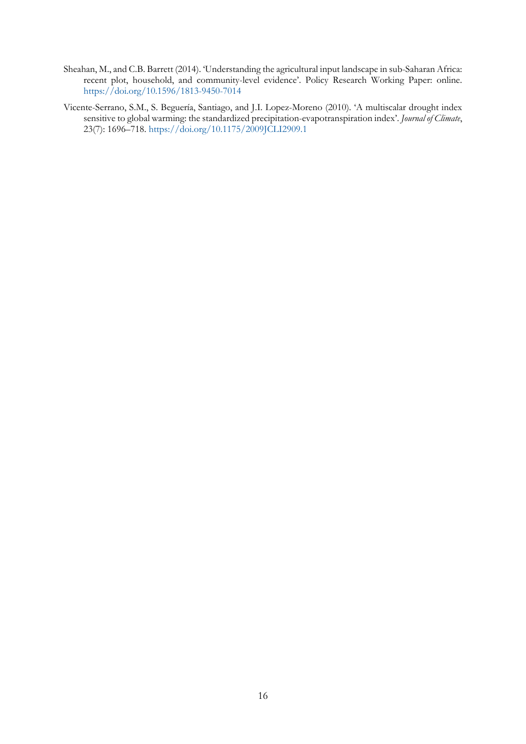Sheahan, M., and C.B. Barrett (2014). 'Understanding the agricultural input landscape in sub-Saharan Africa: recent plot, household, and community-level evidence'. Policy Research Working Paper: online. https://doi.org/10.1596/1813-9450-7014

Vicente-Serrano, S.M., S. Beguería, Santiago, and J.I. Lopez-Moreno (2010). 'A multiscalar drought index sensitive to global warming: the standardized precipitation-evapotranspiration index'. *Journal of Climate*, 23(7): 1696–718. https://doi.org/10.1175/2009JCLI2909.1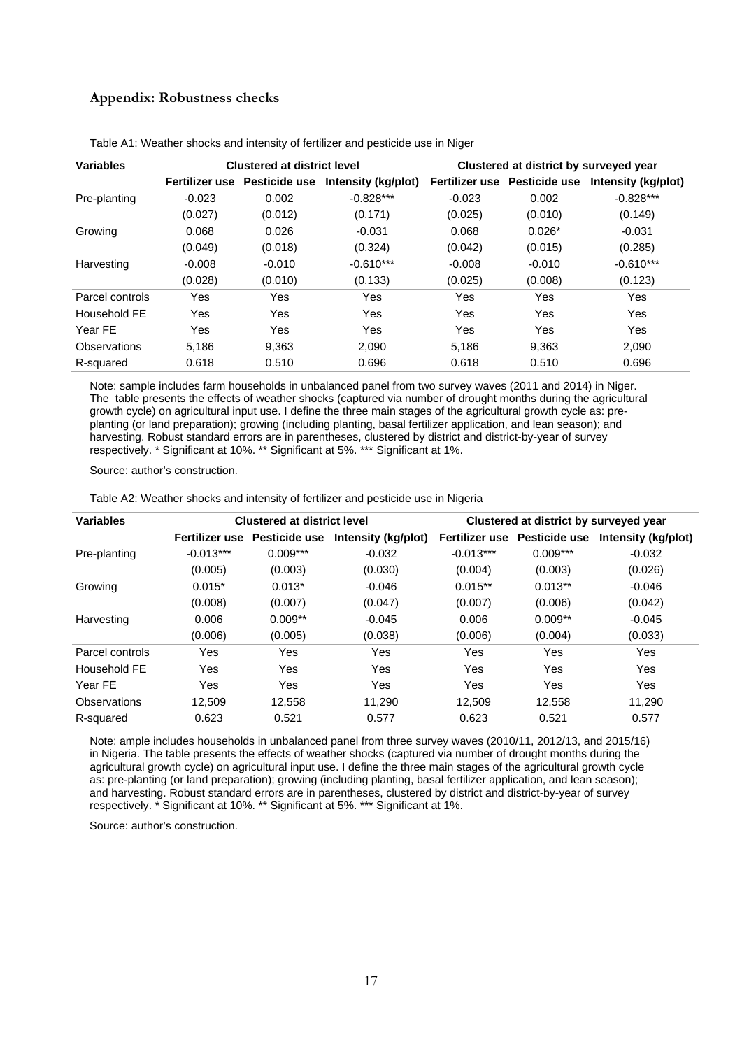## Appendix: Robustness checks

Table A1: Weather shocks and intensity of fertilizer and pesticide use in Niger

| Variables | Clustered at district level | | | Clustered at district by surveyed year | | |
|---|---|---|---|---|---|---|
| | Fertilizer use | Pesticide use | Intensity (kg/plot) | Fertilizer use | Pesticide use | Intensity (kg/plot) |
| Pre-planting | -0.023 | 0.002 | -0.828*** | -0.023 | 0.002 | -0.828*** |
| | (0.027) | (0.012) | (0.171) | (0.025) | (0.010) | (0.149) |
| Growing | 0.068 | 0.026 | -0.031 | 0.068 | 0.026* | -0.031 |
| | (0.049) | (0.018) | (0.324) | (0.042) | (0.015) | (0.285) |
| Harvesting | -0.008 | -0.010 | -0.610*** | -0.008 | -0.010 | -0.610*** |
| | (0.028) | (0.010) | (0.133) | (0.025) | (0.008) | (0.123) |
| Parcel controls | Yes | Yes | Yes | Yes | Yes | Yes |
| Household FE | Yes | Yes | Yes | Yes | Yes | Yes |
| Year FE | Yes | Yes | Yes | Yes | Yes | Yes |
| Observations | 5,186 | 9,363 | 2,090 | 5,186 | 9,363 | 2,090 |
| R-squared | 0.618 | 0.510 | 0.696 | 0.618 | 0.510 | 0.696 |

Note: sample includes farm households in unbalanced panel from two survey waves (2011 and 2014) in Niger. The table presents the effects of weather shocks (captured via number of drought months during the agricultural growth cycle) on agricultural input use. I define the three main stages of the agricultural growth cycle as: pre-planting (or land preparation); growing (including planting, basal fertilizer application, and lean season); and harvesting. Robust standard errors are in parentheses, clustered by district and district-by-year of survey respectively. * Significant at 10%. ** Significant at 5%. *** Significant at 1%.

Source: author's construction.

Table A2: Weather shocks and intensity of fertilizer and pesticide use in Nigeria

| Variables | Clustered at district level | | | Clustered at district by surveyed year | | |
|---|---|---|---|---|---|---|
| | Fertilizer use | Pesticide use | Intensity (kg/plot) | Fertilizer use | Pesticide use | Intensity (kg/plot) |
| Pre-planting | -0.013*** | 0.009*** | -0.032 | -0.013*** | 0.009*** | -0.032 |
| | (0.005) | (0.003) | (0.030) | (0.004) | (0.003) | (0.026) |
| Growing | 0.015* | 0.013* | -0.046 | 0.015** | 0.013** | -0.046 |
| | (0.008) | (0.007) | (0.047) | (0.007) | (0.006) | (0.042) |
| Harvesting | 0.006 | 0.009** | -0.045 | 0.006 | 0.009** | -0.045 |
| | (0.006) | (0.005) | (0.038) | (0.006) | (0.004) | (0.033) |
| Parcel controls | Yes | Yes | Yes | Yes | Yes | Yes |
| Household FE | Yes | Yes | Yes | Yes | Yes | Yes |
| Year FE | Yes | Yes | Yes | Yes | Yes | Yes |
| Observations | 12,509 | 12,558 | 11,290 | 12,509 | 12,558 | 11,290 |
| R-squared | 0.623 | 0.521 | 0.577 | 0.623 | 0.521 | 0.577 |

Note: ample includes households in unbalanced panel from three survey waves (2010/11, 2012/13, and 2015/16) in Nigeria. The table presents the effects of weather shocks (captured via number of drought months during the agricultural growth cycle) on agricultural input use. I define the three main stages of the agricultural growth cycle as: pre-planting (or land preparation); growing (including planting, basal fertilizer application, and lean season); and harvesting. Robust standard errors are in parentheses, clustered by district and district-by-year of survey respectively. * Significant at 10%. ** Significant at 5%. *** Significant at 1%.

Source: author's construction.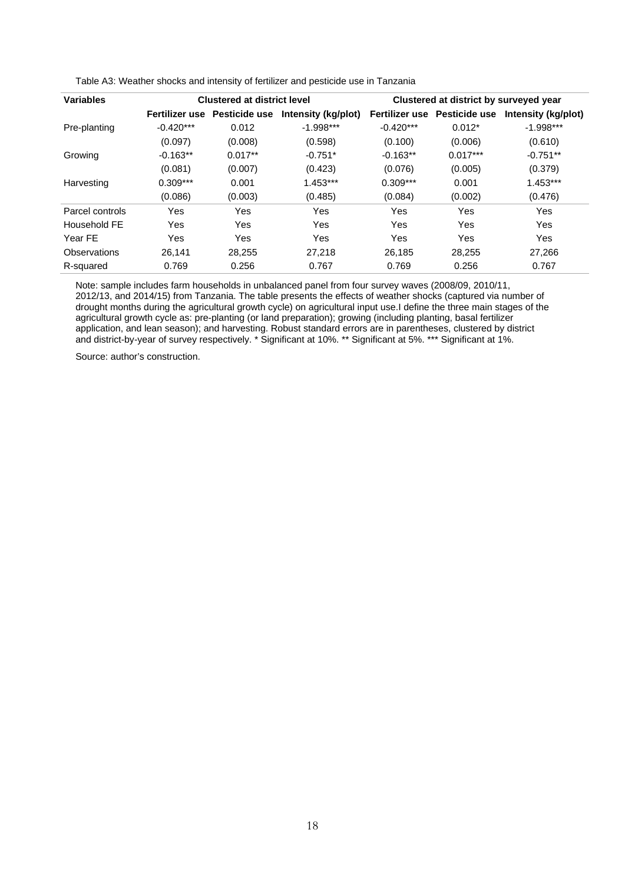Table A3: Weather shocks and intensity of fertilizer and pesticide use in Tanzania

| Variables | Clustered at district level | | | Clustered at district by surveyed year | | |
|---|---|---|---|---|---|---|
| | **Fertilizer use** | **Pesticide use** | **Intensity (kg/plot)** | **Fertilizer use** | **Pesticide use** | **Intensity (kg/plot)** |
| Pre-planting | -0.420*** | 0.012 | -1.998*** | -0.420*** | 0.012* | -1.998*** |
| | (0.097) | (0.008) | (0.598) | (0.100) | (0.006) | (0.610) |
| Growing | -0.163** | 0.017** | -0.751* | -0.163** | 0.017*** | -0.751** |
| | (0.081) | (0.007) | (0.423) | (0.076) | (0.005) | (0.379) |
| Harvesting | 0.309*** | 0.001 | 1.453*** | 0.309*** | 0.001 | 1.453*** |
| | (0.086) | (0.003) | (0.485) | (0.084) | (0.002) | (0.476) |
| Parcel controls | Yes | Yes | Yes | Yes | Yes | Yes |
| Household FE | Yes | Yes | Yes | Yes | Yes | Yes |
| Year FE | Yes | Yes | Yes | Yes | Yes | Yes |
| Observations | 26,141 | 28,255 | 27,218 | 26,185 | 28,255 | 27,266 |
| R-squared | 0.769 | 0.256 | 0.767 | 0.769 | 0.256 | 0.767 |

Note: sample includes farm households in unbalanced panel from four survey waves (2008/09, 2010/11, 2012/13, and 2014/15) from Tanzania. The table presents the effects of weather shocks (captured via number of drought months during the agricultural growth cycle) on agricultural input use.I define the three main stages of the agricultural growth cycle as: pre-planting (or land preparation); growing (including planting, basal fertilizer application, and lean season); and harvesting. Robust standard errors are in parentheses, clustered by district and district-by-year of survey respectively. * Significant at 10%. ** Significant at 5%. *** Significant at 1%.

Source: author's construction.